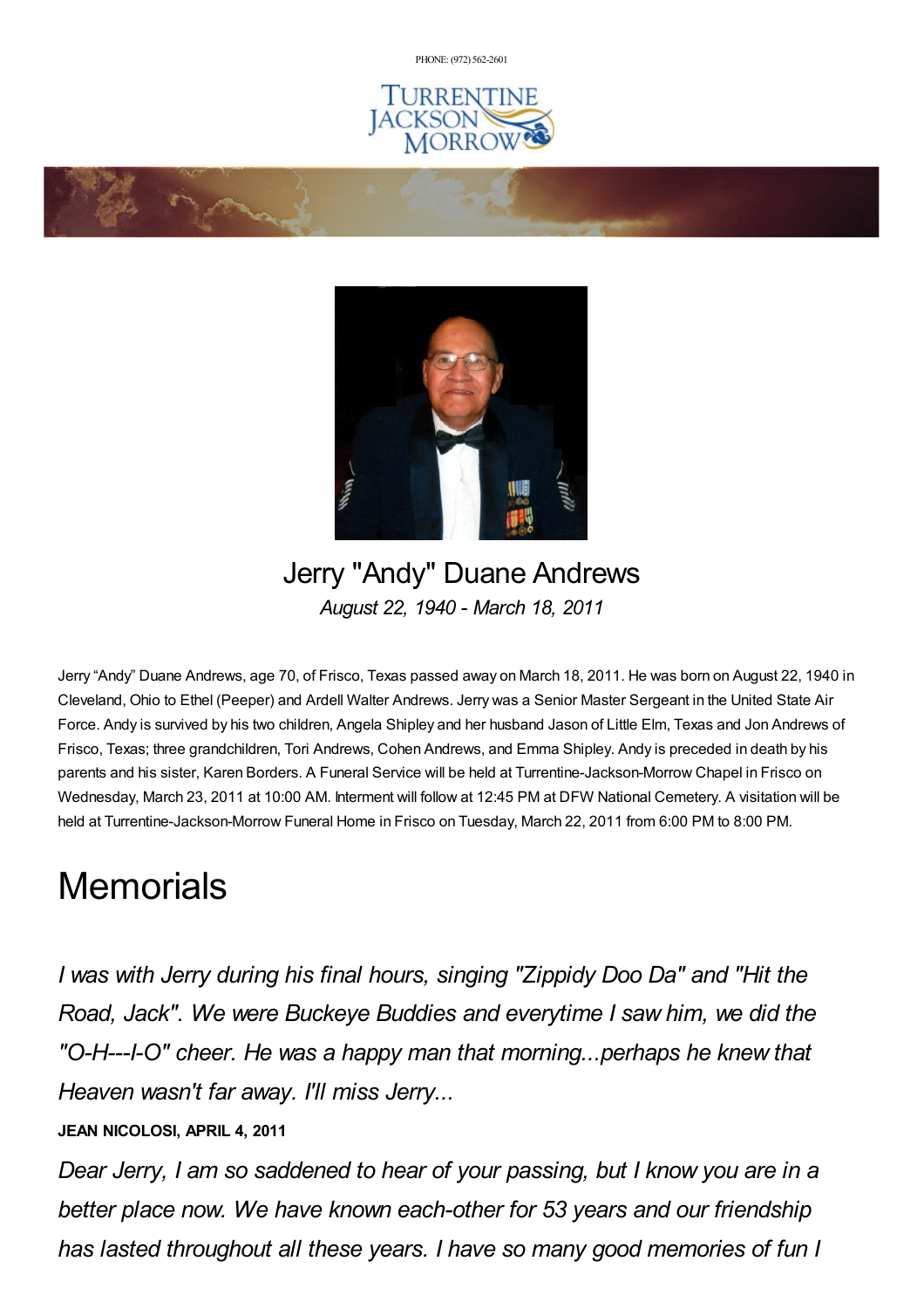PHONE: (972) 562-2601

TURRENTINE JACKSON MORROW

# Jerry "Andy" Duane Andrews

*August 22, 1940 - March 18, 2011*

Jerry "Andy" Duane Andrews, age 70, of Frisco, Texas passed away on March 18, 2011. He was born on August 22, 1940 in Cleveland, Ohio to Ethel (Peeper) and Ardell Walter Andrews. Jerry was a Senior Master Sergeant in the United State Air Force. Andy is survived by his two children, Angela Shipley and her husband Jason of Little Elm, Texas and Jon Andrews of Frisco, Texas; three grandchildren, Tori Andrews, Cohen Andrews, and Emma Shipley. Andy is preceded in death by his parents and his sister, Karen Borders. A Funeral Service will be held at Turrentine-Jackson-Morrow Chapel in Frisco on Wednesday, March 23, 2011 at 10:00 AM. Interment will follow at 12:45 PM at DFW National Cemetery. A visitation will be held at Turrentine-Jackson-Morrow Funeral Home in Frisco on Tuesday, March 22, 2011 from 6:00 PM to 8:00 PM.

# Memorials

*I was with Jerry during his final hours, singing "Zippidy Doo Da" and "Hit the Road, Jack". We were Buckeye Buddies and everytime I saw him, we did the "O-H---I-O" cheer. He was a happy man that morning...perhaps he knew that Heaven wasn't far away. I'll miss Jerry...*

**JEAN NICOLOSI, APRIL 4, 2011**

*Dear Jerry, I am so saddened to hear of your passing, but I know you are in a better place now. We have known each-other for 53 years and our friendship has lasted throughout all these years. I have so many good memories of fun I*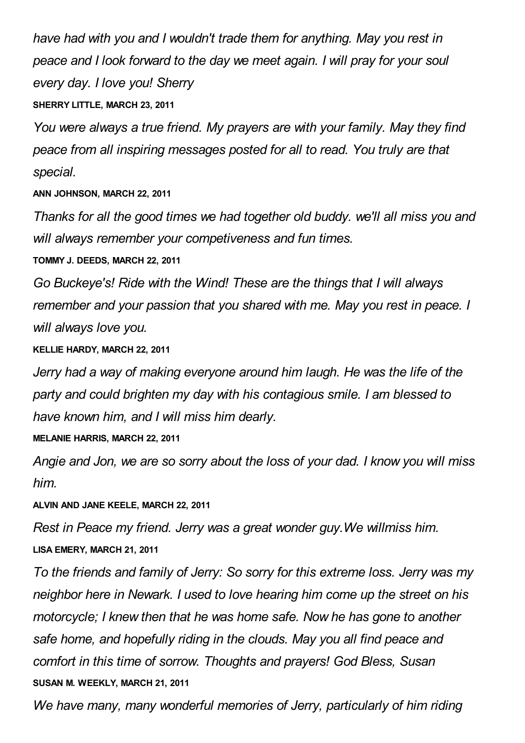*have had with you and I wouldn't trade them for anything. May you rest in peace and I look forward to the day we meet again. I will pray for your soul every day. I love you! Sherry*

**SHERRY LITTLE, MARCH 23, 2011**

*You were always a true friend. My prayers are with your family. May they find peace from all inspiring messages posted for all to read. You truly are that special.*

**ANN JOHNSON, MARCH 22, 2011**

*Thanks for all the good times we had together old buddy. we'll all miss you and will always remember your competiveness and fun times.*

**TOMMY J. DEEDS, MARCH 22, 2011**

*Go Buckeye's! Ride with the Wind! These are the things that I will always remember and your passion that you shared with me. May you rest in peace. I will always love you.*

**KELLIE HARDY, MARCH 22, 2011**

*Jerry had a way of making everyone around him laugh. He was the life of the party and could brighten my day with his contagious smile. I am blessed to have known him, and I will miss him dearly.*

**MELANIE HARRIS, MARCH 22, 2011**

*Angie and Jon, we are so sorry about the loss of your dad. I know you will miss him.*

**ALVIN AND JANE KEELE, MARCH 22, 2011**

*Rest in Peace my friend. Jerry was a great wonder guy.We willmiss him.*

**LISA EMERY, MARCH 21, 2011**

*To the friends and family of Jerry: So sorry for this extreme loss. Jerry was my neighbor here in Newark. I used to love hearing him come up the street on his motorcycle; I knew then that he was home safe. Now he has gone to another safe home, and hopefully riding in the clouds. May you all find peace and comfort in this time of sorrow. Thoughts and prayers! God Bless, Susan*

**SUSAN M. WEEKLY, MARCH 21, 2011**

*We have many, many wonderful memories of Jerry, particularly of him riding*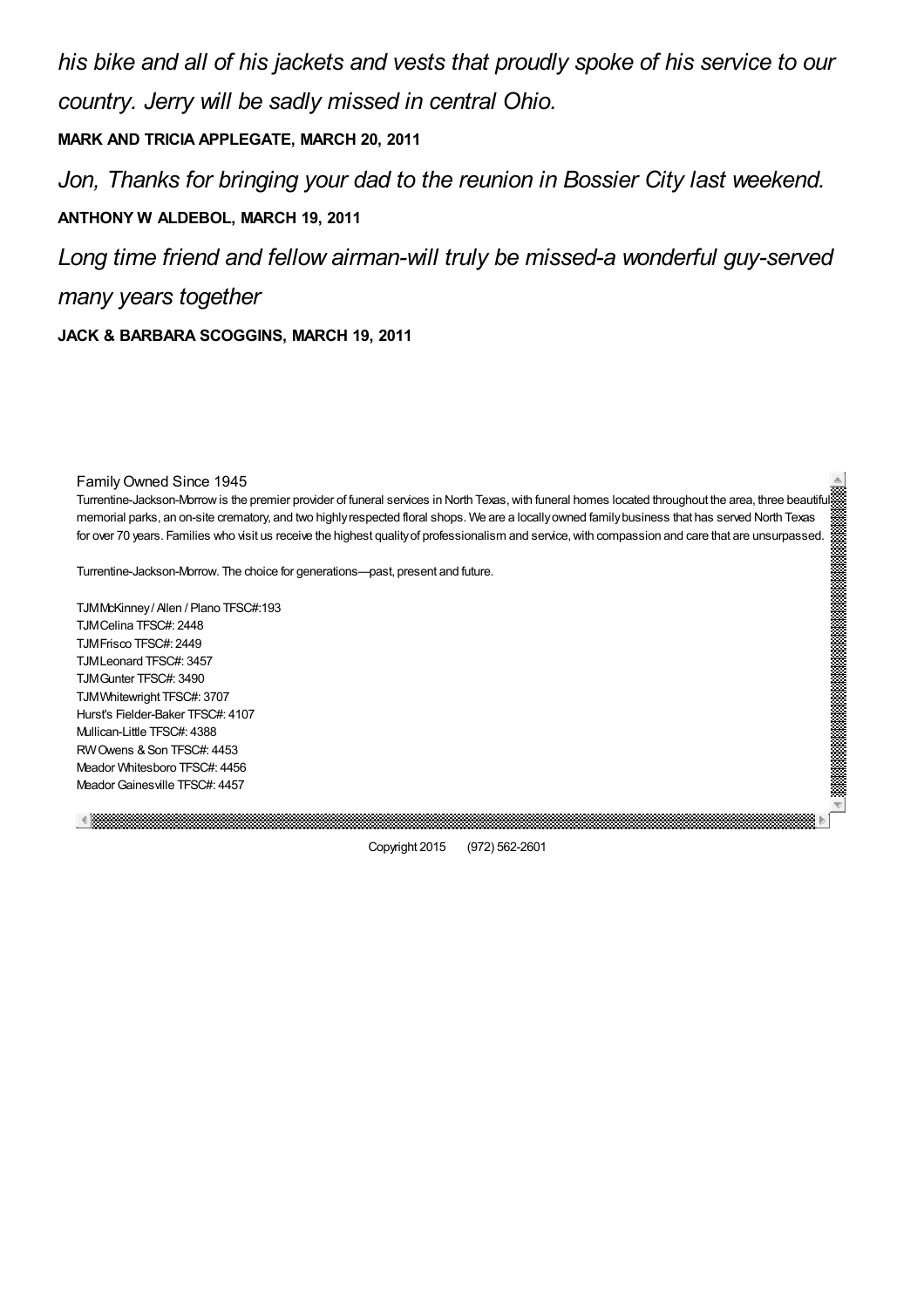*his bike and all of his jackets and vests that proudly spoke of his service to our country. Jerry will be sadly missed in central Ohio.*

**MARK AND TRICIA APPLEGATE, MARCH 20, 2011**

*Jon, Thanks for bringing your dad to the reunion in Bossier City last weekend.*

**ANTHONY W ALDEBOL, MARCH 19, 2011**

*Long time friend and fellow airman-will truly be missed-a wonderful guy-served many years together*

**JACK & BARBARA SCOGGINS, MARCH 19, 2011**

Family Owned Since 1945

Turrentine-Jackson-Morrow is the premier provider of funeral services in North Texas, with funeral homes located throughout the area, three beautiful memorial parks, an on-site crematory, and two highly respected floral shops. We are a locally owned family business that has served North Texas for over 70 years. Families who visit us receive the highest quality of professionalism and service, with compassion and care that are unsurpassed.

Turrentine-Jackson-Morrow. The choice for generations—past, present and future.

TJM McKinney / Allen / Plano TFSC#:193
TJM Celina TFSC#: 2448
TJM Frisco TFSC#: 2449
TJM Leonard TFSC#: 3457
TJM Gunter TFSC#: 3490
TJM Whitewright TFSC#: 3707
Hurst's Fielder-Baker TFSC#: 4107
Mullican-Little TFSC#: 4388
RW Owens & Son TFSC#: 4453
Meador Whitesboro TFSC#: 4456
Meador Gainesville TFSC#: 4457

Copyright 2015 (972) 562-2601